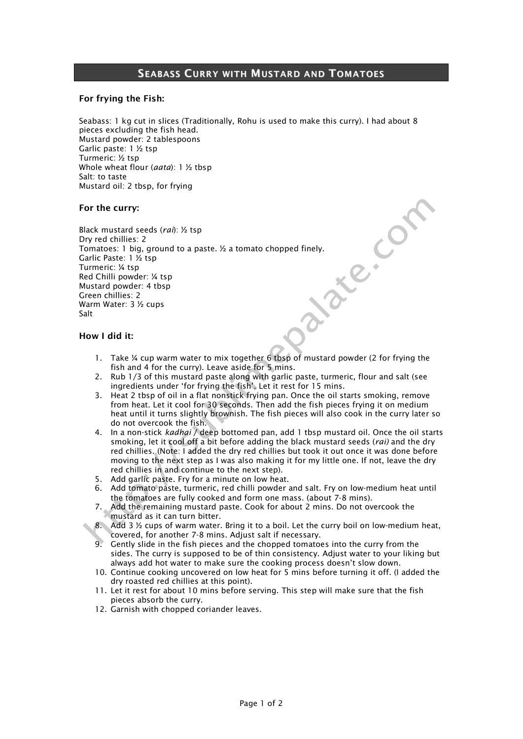# Seabass Curry with Mustard and Tomatoes

### For frying the Fish:

Seabass: 1 kg cut in slices (Traditionally, Rohu is used to make this curry). I had about 8 pieces excluding the fish head.
Mustard powder: 2 tablespoons
Garlic paste: 1 ½ tsp
Turmeric: ½ tsp
Whole wheat flour (*aata*): 1 ½ tbsp
Salt: to taste
Mustard oil: 2 tbsp, for frying

### For the curry:

Black mustard seeds (*rai*): ½ tsp
Dry red chillies: 2
Tomatoes: 1 big, ground to a paste. ½ a tomato chopped finely.
Garlic Paste: 1 ½ tsp
Turmeric: ¼ tsp
Red Chilli powder: ¼ tsp
Mustard powder: 4 tbsp
Green chillies: 2
Warm Water: 3 ½ cups
Salt

### How I did it:

1. Take ¼ cup warm water to mix together 6 tbsp of mustard powder (2 for frying the fish and 4 for the curry). Leave aside for 5 mins.
2. Rub 1/3 of this mustard paste along with garlic paste, turmeric, flour and salt (see ingredients under 'for frying the fish'. Let it rest for 15 mins.
3. Heat 2 tbsp of oil in a flat nonstick frying pan. Once the oil starts smoking, remove from heat. Let it cool for 30 seconds. Then add the fish pieces frying it on medium heat until it turns slightly brownish. The fish pieces will also cook in the curry later so do not overcook the fish.
4. In a non-stick *kadhai* / deep bottomed pan, add 1 tbsp mustard oil. Once the oil starts smoking, let it cool off a bit before adding the black mustard seeds (*rai)* and the dry red chillies. (Note: I added the dry red chillies but took it out once it was done before moving to the next step as I was also making it for my little one. If not, leave the dry red chillies in and continue to the next step).
5. Add garlic paste. Fry for a minute on low heat.
6. Add tomato paste, turmeric, red chilli powder and salt. Fry on low-medium heat until the tomatoes are fully cooked and form one mass. (about 7-8 mins).
7. Add the remaining mustard paste. Cook for about 2 mins. Do not overcook the mustard as it can turn bitter.
8. Add 3 ½ cups of warm water. Bring it to a boil. Let the curry boil on low-medium heat, covered, for another 7-8 mins. Adjust salt if necessary.
9. Gently slide in the fish pieces and the chopped tomatoes into the curry from the sides. The curry is supposed to be of thin consistency. Adjust water to your liking but always add hot water to make sure the cooking process doesn't slow down.
10. Continue cooking uncovered on low heat for 5 mins before turning it off. (I added the dry roasted red chillies at this point).
11. Let it rest for about 10 mins before serving. This step will make sure that the fish pieces absorb the curry.
12. Garnish with chopped coriander leaves.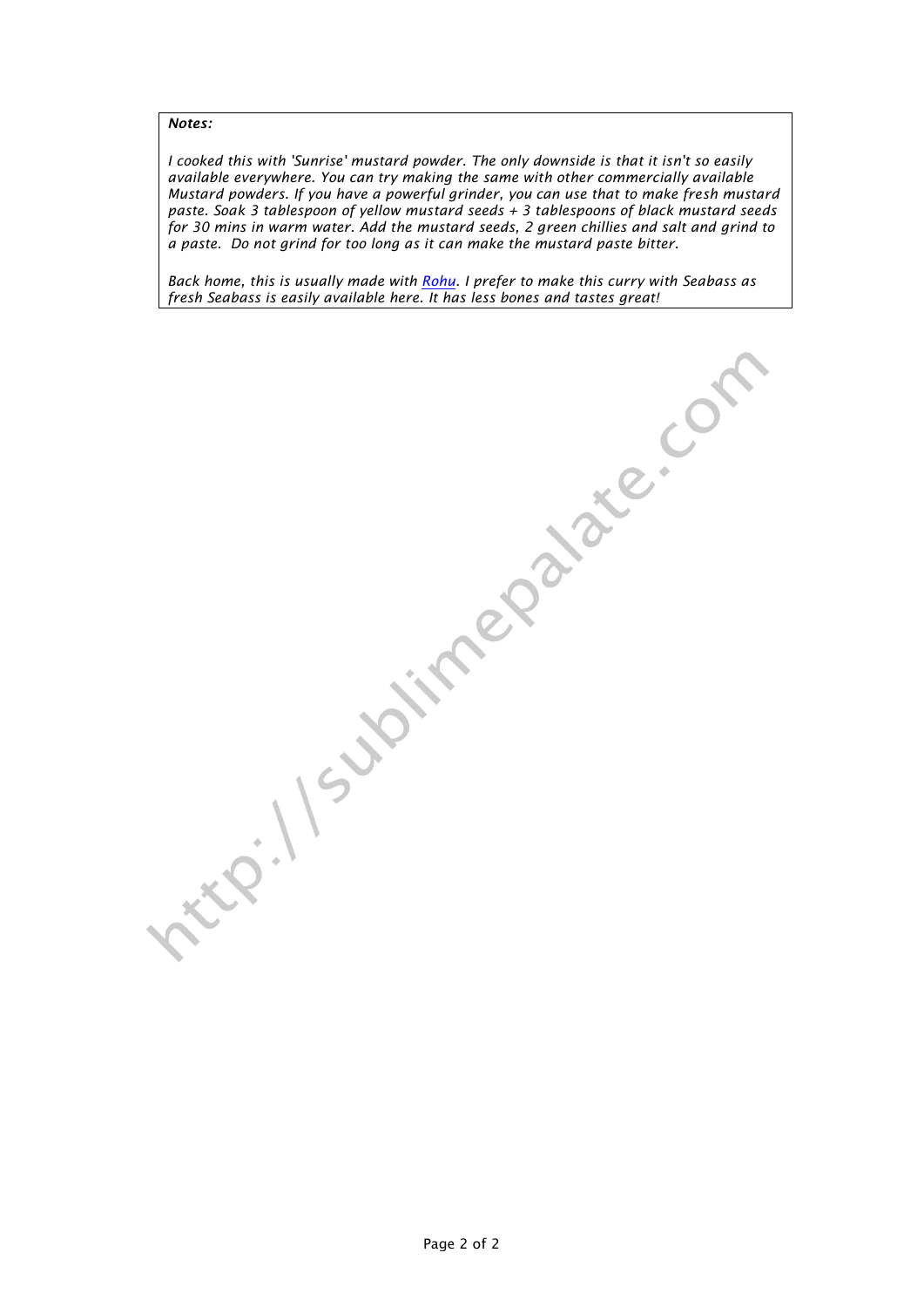***Notes:***

*I cooked this with 'Sunrise' mustard powder. The only downside is that it isn't so easily available everywhere. You can try making the same with other commercially available Mustard powders. If you have a powerful grinder, you can use that to make fresh mustard paste. Soak 3 tablespoon of yellow mustard seeds + 3 tablespoons of black mustard seeds for 30 mins in warm water. Add the mustard seeds, 2 green chillies and salt and grind to a paste. Do not grind for too long as it can make the mustard paste bitter.*

*Back home, this is usually made with Rohu. I prefer to make this curry with Seabass as fresh Seabass is easily available here. It has less bones and tastes great!*